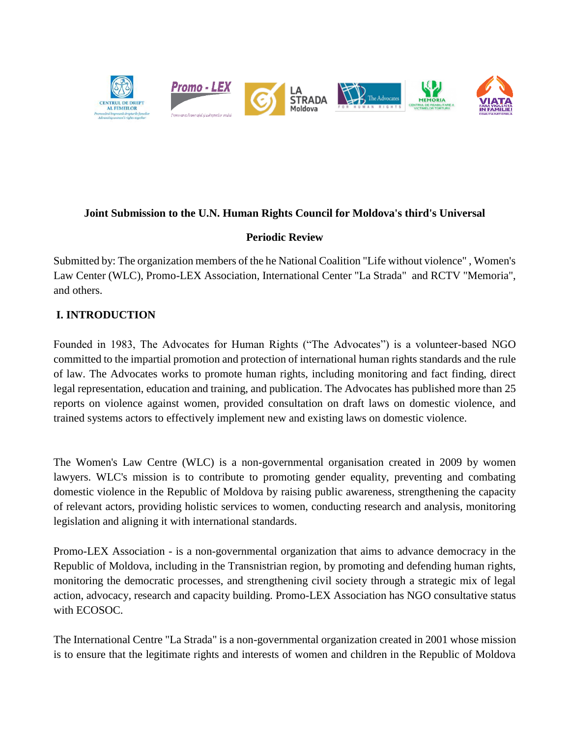**Joint Submission to the U.N. Human Rights Council for Moldova's third's Universal Periodic Review**

Submitted by: The organization members of the he National Coalition "Life without violence" , Women's Law Center (WLC), Promo-LEX Association, International Center "La Strada" and RCTV "Memoria", and others.

## I. INTRODUCTION

Founded in 1983, The Advocates for Human Rights ("The Advocates") is a volunteer-based NGO committed to the impartial promotion and protection of international human rights standards and the rule of law. The Advocates works to promote human rights, including monitoring and fact finding, direct legal representation, education and training, and publication. The Advocates has published more than 25 reports on violence against women, provided consultation on draft laws on domestic violence, and trained systems actors to effectively implement new and existing laws on domestic violence.

The Women's Law Centre (WLC) is a non-governmental organisation created in 2009 by women lawyers. WLC's mission is to contribute to promoting gender equality, preventing and combating domestic violence in the Republic of Moldova by raising public awareness, strengthening the capacity of relevant actors, providing holistic services to women, conducting research and analysis, monitoring legislation and aligning it with international standards.

Promo-LEX Association - is a non-governmental organization that aims to advance democracy in the Republic of Moldova, including in the Transnistrian region, by promoting and defending human rights, monitoring the democratic processes, and strengthening civil society through a strategic mix of legal action, advocacy, research and capacity building. Promo-LEX Association has NGO consultative status with ECOSOC.

The International Centre "La Strada" is a non-governmental organization created in 2001 whose mission is to ensure that the legitimate rights and interests of women and children in the Republic of Moldova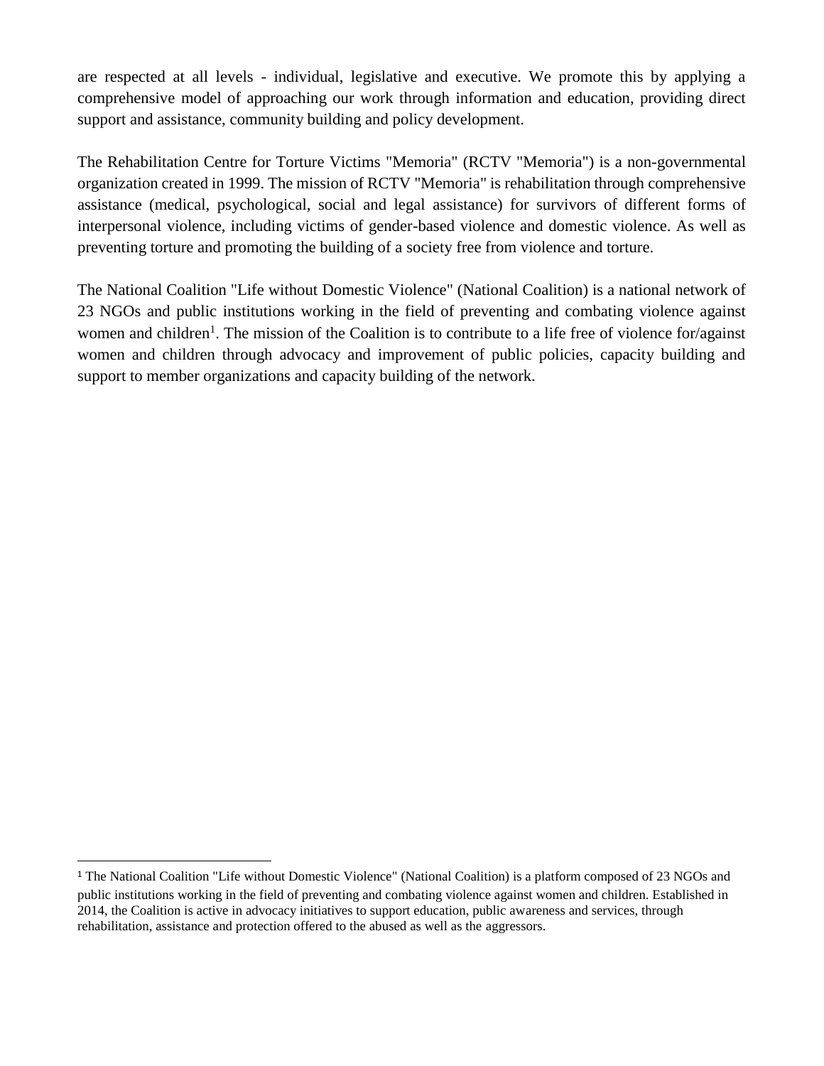are respected at all levels - individual, legislative and executive. We promote this by applying a comprehensive model of approaching our work through information and education, providing direct support and assistance, community building and policy development.

The Rehabilitation Centre for Torture Victims "Memoria" (RCTV "Memoria") is a non-governmental organization created in 1999. The mission of RCTV "Memoria" is rehabilitation through comprehensive assistance (medical, psychological, social and legal assistance) for survivors of different forms of interpersonal violence, including victims of gender-based violence and domestic violence. As well as preventing torture and promoting the building of a society free from violence and torture.

The National Coalition "Life without Domestic Violence" (National Coalition) is a national network of 23 NGOs and public institutions working in the field of preventing and combating violence against women and children[1]. The mission of the Coalition is to contribute to a life free of violence for/against women and children through advocacy and improvement of public policies, capacity building and support to member organizations and capacity building of the network.

---

[1] The National Coalition "Life without Domestic Violence" (National Coalition) is a platform composed of 23 NGOs and public institutions working in the field of preventing and combating violence against women and children. Established in 2014, the Coalition is active in advocacy initiatives to support education, public awareness and services, through rehabilitation, assistance and protection offered to the abused as well as the aggressors.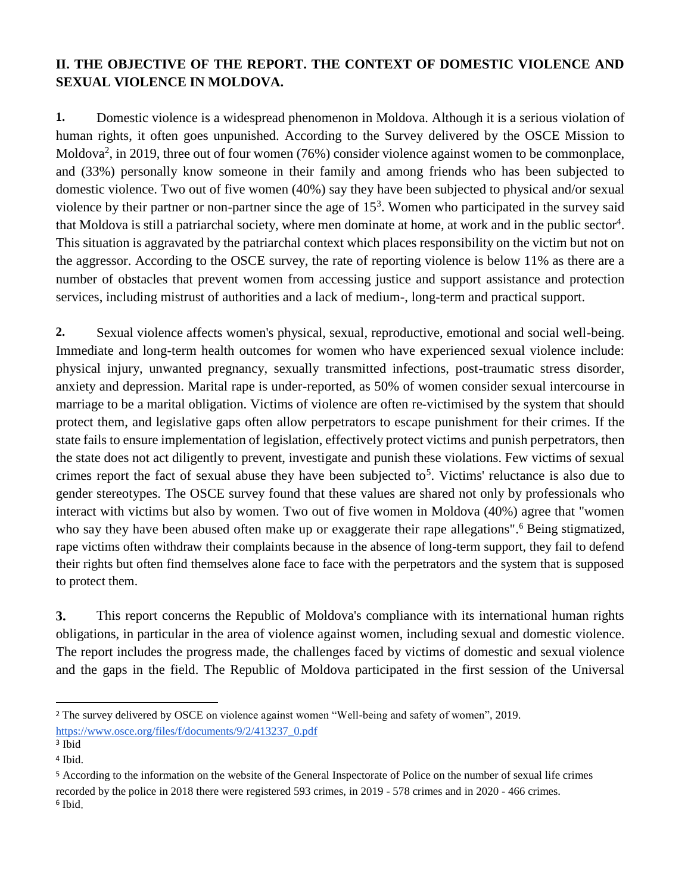## II. THE OBJECTIVE OF THE REPORT. THE CONTEXT OF DOMESTIC VIOLENCE AND SEXUAL VIOLENCE IN MOLDOVA.

**1.** Domestic violence is a widespread phenomenon in Moldova. Although it is a serious violation of human rights, it often goes unpunished. According to the Survey delivered by the OSCE Mission to Moldova[2], in 2019, three out of four women (76%) consider violence against women to be commonplace, and (33%) personally know someone in their family and among friends who has been subjected to domestic violence. Two out of five women (40%) say they have been subjected to physical and/or sexual violence by their partner or non-partner since the age of 15[3]. Women who participated in the survey said that Moldova is still a patriarchal society, where men dominate at home, at work and in the public sector[4]. This situation is aggravated by the patriarchal context which places responsibility on the victim but not on the aggressor. According to the OSCE survey, the rate of reporting violence is below 11% as there are a number of obstacles that prevent women from accessing justice and support assistance and protection services, including mistrust of authorities and a lack of medium-, long-term and practical support.

**2.** Sexual violence affects women's physical, sexual, reproductive, emotional and social well-being. Immediate and long-term health outcomes for women who have experienced sexual violence include: physical injury, unwanted pregnancy, sexually transmitted infections, post-traumatic stress disorder, anxiety and depression. Marital rape is under-reported, as 50% of women consider sexual intercourse in marriage to be a marital obligation. Victims of violence are often re-victimised by the system that should protect them, and legislative gaps often allow perpetrators to escape punishment for their crimes. If the state fails to ensure implementation of legislation, effectively protect victims and punish perpetrators, then the state does not act diligently to prevent, investigate and punish these violations. Few victims of sexual crimes report the fact of sexual abuse they have been subjected to[5]. Victims' reluctance is also due to gender stereotypes. The OSCE survey found that these values are shared not only by professionals who interact with victims but also by women. Two out of five women in Moldova (40%) agree that "women who say they have been abused often make up or exaggerate their rape allegations".[6] Being stigmatized, rape victims often withdraw their complaints because in the absence of long-term support, they fail to defend their rights but often find themselves alone face to face with the perpetrators and the system that is supposed to protect them.

**3.** This report concerns the Republic of Moldova's compliance with its international human rights obligations, in particular in the area of violence against women, including sexual and domestic violence. The report includes the progress made, the challenges faced by victims of domestic and sexual violence and the gaps in the field. The Republic of Moldova participated in the first session of the Universal

---

[2] The survey delivered by OSCE on violence against women "Well-being and safety of women", 2019. https://www.osce.org/files/f/documents/9/2/413237_0.pdf

[3] Ibid

[4] Ibid.

[5] According to the information on the website of the General Inspectorate of Police on the number of sexual life crimes recorded by the police in 2018 there were registered 593 crimes, in 2019 - 578 crimes and in 2020 - 466 crimes.

[6] Ibid.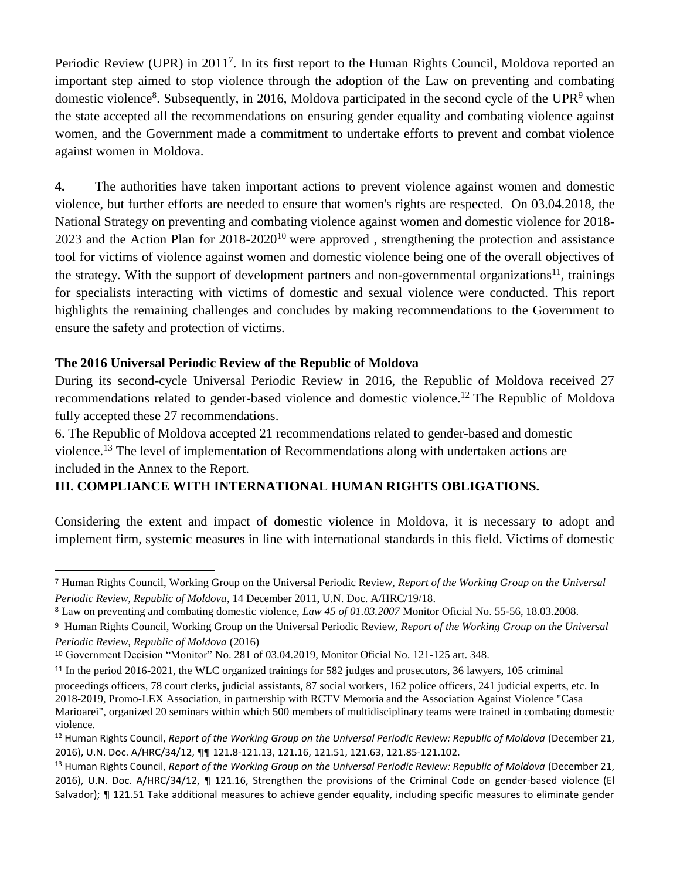Periodic Review (UPR) in 2011[7]. In its first report to the Human Rights Council, Moldova reported an important step aimed to stop violence through the adoption of the Law on preventing and combating domestic violence[8]. Subsequently, in 2016, Moldova participated in the second cycle of the UPR[9] when the state accepted all the recommendations on ensuring gender equality and combating violence against women, and the Government made a commitment to undertake efforts to prevent and combat violence against women in Moldova.

**4.** The authorities have taken important actions to prevent violence against women and domestic violence, but further efforts are needed to ensure that women's rights are respected. On 03.04.2018, the National Strategy on preventing and combating violence against women and domestic violence for 2018-2023 and the Action Plan for 2018-2020[10] were approved , strengthening the protection and assistance tool for victims of violence against women and domestic violence being one of the overall objectives of the strategy. With the support of development partners and non-governmental organizations[11], trainings for specialists interacting with victims of domestic and sexual violence were conducted. This report highlights the remaining challenges and concludes by making recommendations to the Government to ensure the safety and protection of victims.

**The 2016 Universal Periodic Review of the Republic of Moldova**

During its second-cycle Universal Periodic Review in 2016, the Republic of Moldova received 27 recommendations related to gender-based violence and domestic violence.[12] The Republic of Moldova fully accepted these 27 recommendations.

6. The Republic of Moldova accepted 21 recommendations related to gender-based and domestic violence.[13] The level of implementation of Recommendations along with undertaken actions are included in the Annex to the Report.

## III. COMPLIANCE WITH INTERNATIONAL HUMAN RIGHTS OBLIGATIONS.

Considering the extent and impact of domestic violence in Moldova, it is necessary to adopt and implement firm, systemic measures in line with international standards in this field. Victims of domestic

---

[7] Human Rights Council, Working Group on the Universal Periodic Review, *Report of the Working Group on the Universal Periodic Review, Republic of Moldova*, 14 December 2011, U.N. Doc. A/HRC/19/18.

[8] Law on preventing and combating domestic violence, *Law 45 of 01.03.2007* Monitor Oficial No. 55-56, 18.03.2008.

[9] Human Rights Council, Working Group on the Universal Periodic Review, *Report of the Working Group on the Universal Periodic Review, Republic of Moldova* (2016)

[10] Government Decision "Monitor" No. 281 of 03.04.2019, Monitor Oficial No. 121-125 art. 348.

[11] In the period 2016-2021, the WLC organized trainings for 582 judges and prosecutors, 36 lawyers, 105 criminal proceedings officers, 78 court clerks, judicial assistants, 87 social workers, 162 police officers, 241 judicial experts, etc. In 2018-2019, Promo-LEX Association, in partnership with RCTV Memoria and the Association Against Violence "Casa Marioarei", organized 20 seminars within which 500 members of multidisciplinary teams were trained in combating domestic violence.

[12] Human Rights Council, *Report of the Working Group on the Universal Periodic Review: Republic of Moldova* (December 21, 2016), U.N. Doc. A/HRC/34/12, ¶¶ 121.8-121.13, 121.16, 121.51, 121.63, 121.85-121.102.

[13] Human Rights Council, *Report of the Working Group on the Universal Periodic Review: Republic of Moldova* (December 21, 2016), U.N. Doc. A/HRC/34/12, ¶ 121.16, Strengthen the provisions of the Criminal Code on gender-based violence (El Salvador); ¶ 121.51 Take additional measures to achieve gender equality, including specific measures to eliminate gender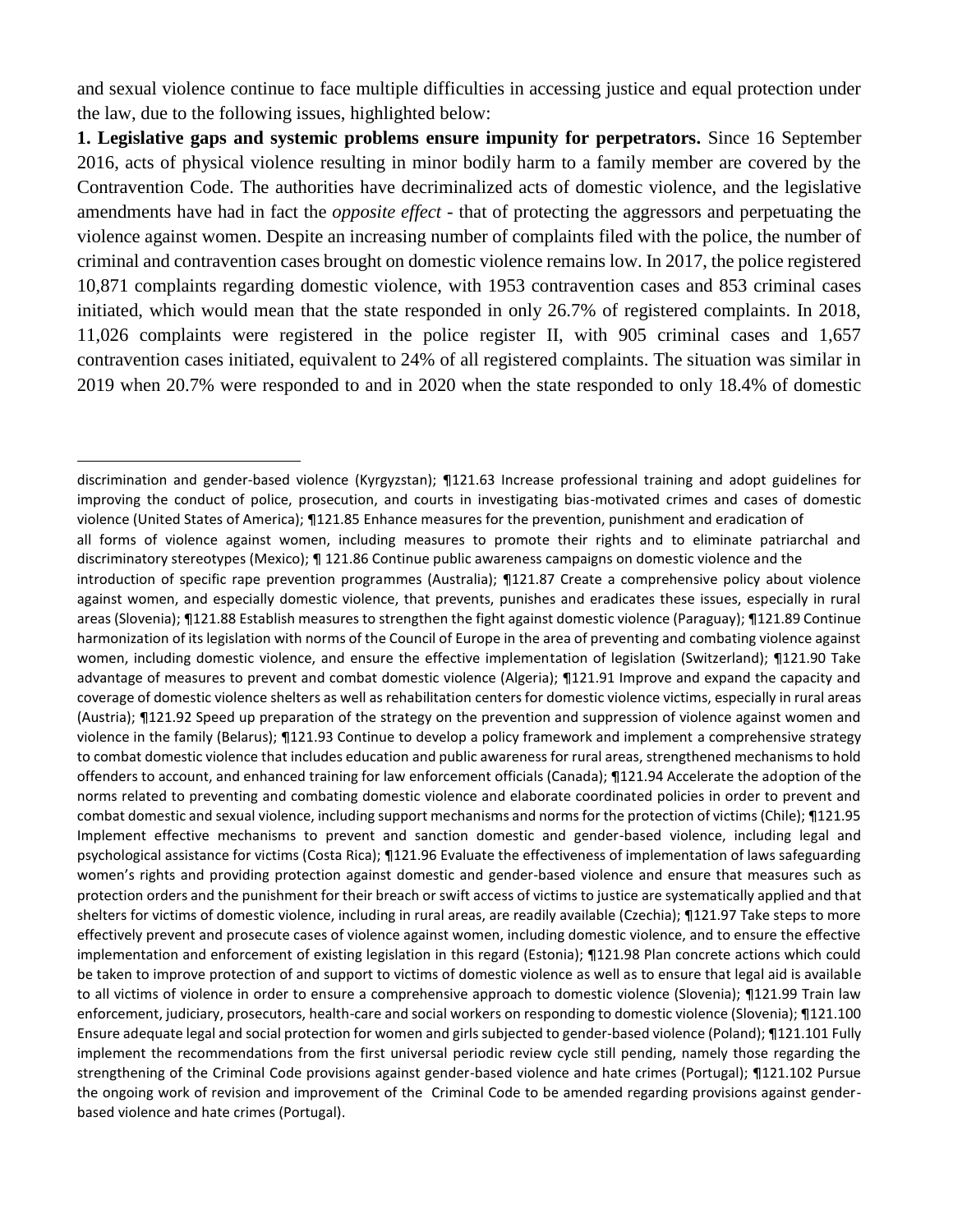and sexual violence continue to face multiple difficulties in accessing justice and equal protection under the law, due to the following issues, highlighted below:

**1. Legislative gaps and systemic problems ensure impunity for perpetrators.** Since 16 September 2016, acts of physical violence resulting in minor bodily harm to a family member are covered by the Contravention Code. The authorities have decriminalized acts of domestic violence, and the legislative amendments have had in fact the *opposite effect* - that of protecting the aggressors and perpetuating the violence against women. Despite an increasing number of complaints filed with the police, the number of criminal and contravention cases brought on domestic violence remains low. In 2017, the police registered 10,871 complaints regarding domestic violence, with 1953 contravention cases and 853 criminal cases initiated, which would mean that the state responded in only 26.7% of registered complaints. In 2018, 11,026 complaints were registered in the police register II, with 905 criminal cases and 1,657 contravention cases initiated, equivalent to 24% of all registered complaints. The situation was similar in 2019 when 20.7% were responded to and in 2020 when the state responded to only 18.4% of domestic

---

discrimination and gender-based violence (Kyrgyzstan); ¶121.63 Increase professional training and adopt guidelines for improving the conduct of police, prosecution, and courts in investigating bias-motivated crimes and cases of domestic violence (United States of America); ¶121.85 Enhance measures for the prevention, punishment and eradication of all forms of violence against women, including measures to promote their rights and to eliminate patriarchal and discriminatory stereotypes (Mexico); ¶ 121.86 Continue public awareness campaigns on domestic violence and the introduction of specific rape prevention programmes (Australia); ¶121.87 Create a comprehensive policy about violence against women, and especially domestic violence, that prevents, punishes and eradicates these issues, especially in rural areas (Slovenia); ¶121.88 Establish measures to strengthen the fight against domestic violence (Paraguay); ¶121.89 Continue harmonization of its legislation with norms of the Council of Europe in the area of preventing and combating violence against women, including domestic violence, and ensure the effective implementation of legislation (Switzerland); ¶121.90 Take advantage of measures to prevent and combat domestic violence (Algeria); ¶121.91 Improve and expand the capacity and coverage of domestic violence shelters as well as rehabilitation centers for domestic violence victims, especially in rural areas (Austria); ¶121.92 Speed up preparation of the strategy on the prevention and suppression of violence against women and violence in the family (Belarus); ¶121.93 Continue to develop a policy framework and implement a comprehensive strategy to combat domestic violence that includes education and public awareness for rural areas, strengthened mechanisms to hold offenders to account, and enhanced training for law enforcement officials (Canada); ¶121.94 Accelerate the adoption of the norms related to preventing and combating domestic violence and elaborate coordinated policies in order to prevent and combat domestic and sexual violence, including support mechanisms and norms for the protection of victims (Chile); ¶121.95 Implement effective mechanisms to prevent and sanction domestic and gender-based violence, including legal and psychological assistance for victims (Costa Rica); ¶121.96 Evaluate the effectiveness of implementation of laws safeguarding women's rights and providing protection against domestic and gender-based violence and ensure that measures such as protection orders and the punishment for their breach or swift access of victims to justice are systematically applied and that shelters for victims of domestic violence, including in rural areas, are readily available (Czechia); ¶121.97 Take steps to more effectively prevent and prosecute cases of violence against women, including domestic violence, and to ensure the effective implementation and enforcement of existing legislation in this regard (Estonia); ¶121.98 Plan concrete actions which could be taken to improve protection of and support to victims of domestic violence as well as to ensure that legal aid is available to all victims of violence in order to ensure a comprehensive approach to domestic violence (Slovenia); ¶121.99 Train law enforcement, judiciary, prosecutors, health-care and social workers on responding to domestic violence (Slovenia); ¶121.100 Ensure adequate legal and social protection for women and girls subjected to gender-based violence (Poland); ¶121.101 Fully implement the recommendations from the first universal periodic review cycle still pending, namely those regarding the strengthening of the Criminal Code provisions against gender-based violence and hate crimes (Portugal); ¶121.102 Pursue the ongoing work of revision and improvement of the Criminal Code to be amended regarding provisions against gender-based violence and hate crimes (Portugal).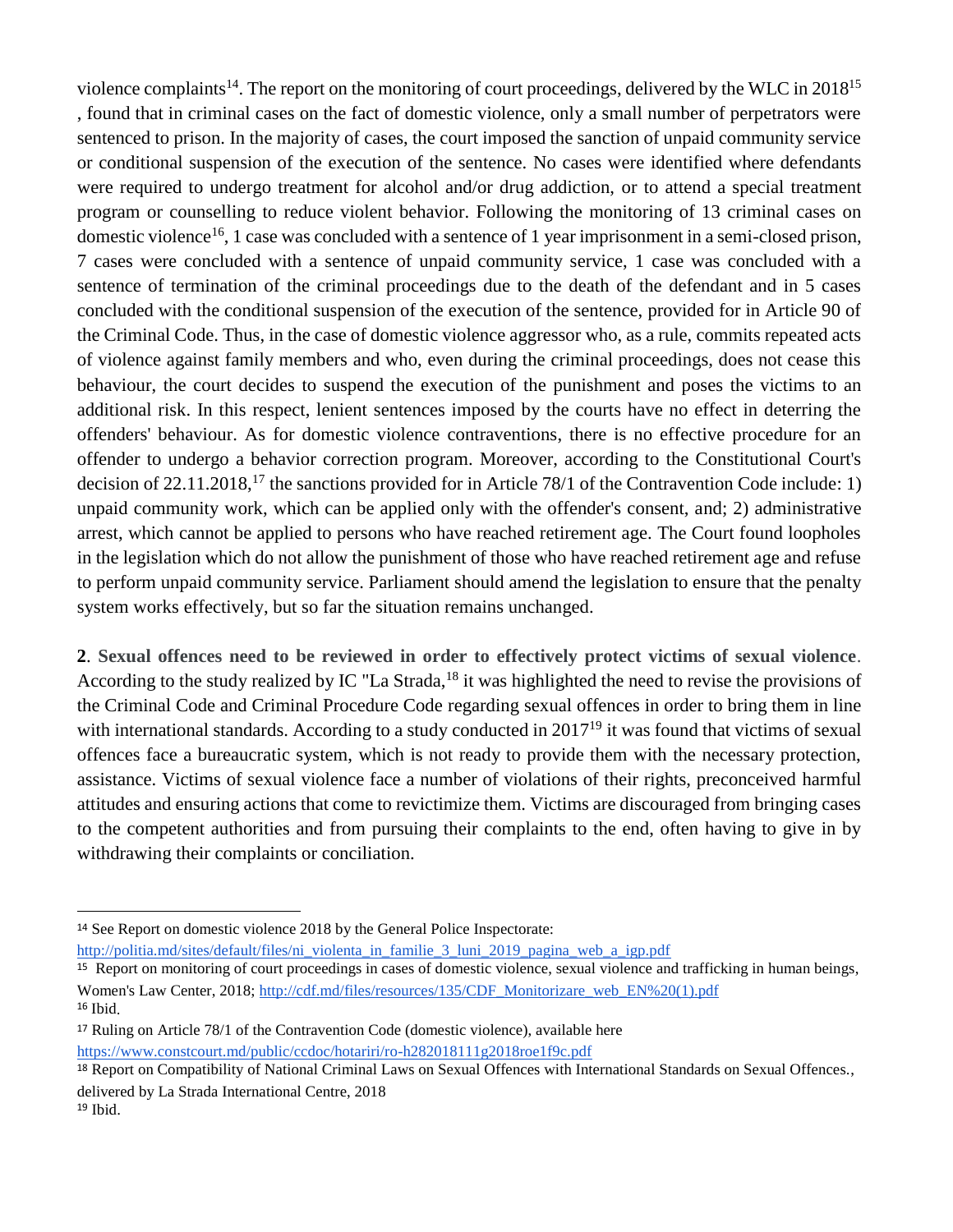violence complaints[14]. The report on the monitoring of court proceedings, delivered by the WLC in 2018[15], found that in criminal cases on the fact of domestic violence, only a small number of perpetrators were sentenced to prison. In the majority of cases, the court imposed the sanction of unpaid community service or conditional suspension of the execution of the sentence. No cases were identified where defendants were required to undergo treatment for alcohol and/or drug addiction, or to attend a special treatment program or counselling to reduce violent behavior. Following the monitoring of 13 criminal cases on domestic violence[16], 1 case was concluded with a sentence of 1 year imprisonment in a semi-closed prison, 7 cases were concluded with a sentence of unpaid community service, 1 case was concluded with a sentence of termination of the criminal proceedings due to the death of the defendant and in 5 cases concluded with the conditional suspension of the execution of the sentence, provided for in Article 90 of the Criminal Code. Thus, in the case of domestic violence aggressor who, as a rule, commits repeated acts of violence against family members and who, even during the criminal proceedings, does not cease this behaviour, the court decides to suspend the execution of the punishment and poses the victims to an additional risk. In this respect, lenient sentences imposed by the courts have no effect in deterring the offenders' behaviour. As for domestic violence contraventions, there is no effective procedure for an offender to undergo a behavior correction program. Moreover, according to the Constitutional Court's decision of 22.11.2018,[17] the sanctions provided for in Article 78/1 of the Contravention Code include: 1) unpaid community work, which can be applied only with the offender's consent, and; 2) administrative arrest, which cannot be applied to persons who have reached retirement age. The Court found loopholes in the legislation which do not allow the punishment of those who have reached retirement age and refuse to perform unpaid community service. Parliament should amend the legislation to ensure that the penalty system works effectively, but so far the situation remains unchanged.

**2**. **Sexual offences need to be reviewed in order to effectively protect victims of sexual violence**. According to the study realized by IC "La Strada,[18] it was highlighted the need to revise the provisions of the Criminal Code and Criminal Procedure Code regarding sexual offences in order to bring them in line with international standards. According to a study conducted in 2017[19] it was found that victims of sexual offences face a bureaucratic system, which is not ready to provide them with the necessary protection, assistance. Victims of sexual violence face a number of violations of their rights, preconceived harmful attitudes and ensuring actions that come to revictimize them. Victims are discouraged from bringing cases to the competent authorities and from pursuing their complaints to the end, often having to give in by withdrawing their complaints or conciliation.

---

[14] See Report on domestic violence 2018 by the General Police Inspectorate: http://politia.md/sites/default/files/ni_violenta_in_familie_3_luni_2019_pagina_web_a_igp.pdf

[15] Report on monitoring of court proceedings in cases of domestic violence, sexual violence and trafficking in human beings, Women's Law Center, 2018; http://cdf.md/files/resources/135/CDF_Monitorizare_web_EN%20(1).pdf

[16] Ibid.

[17] Ruling on Article 78/1 of the Contravention Code (domestic violence), available here https://www.constcourt.md/public/ccdoc/hotariri/ro-h282018111g2018roe1f9c.pdf

[18] Report on Compatibility of National Criminal Laws on Sexual Offences with International Standards on Sexual Offences., delivered by La Strada International Centre, 2018

[19] Ibid.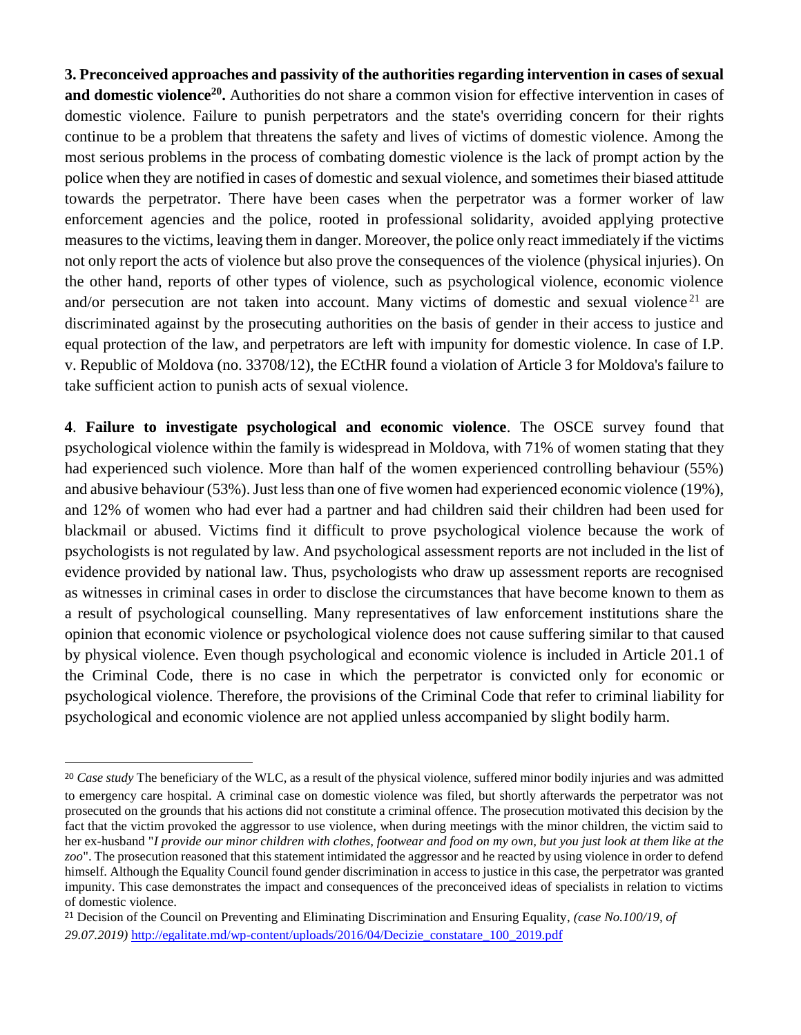**3. Preconceived approaches and passivity of the authorities regarding intervention in cases of sexual and domestic violence[20].** Authorities do not share a common vision for effective intervention in cases of domestic violence. Failure to punish perpetrators and the state's overriding concern for their rights continue to be a problem that threatens the safety and lives of victims of domestic violence. Among the most serious problems in the process of combating domestic violence is the lack of prompt action by the police when they are notified in cases of domestic and sexual violence, and sometimes their biased attitude towards the perpetrator. There have been cases when the perpetrator was a former worker of law enforcement agencies and the police, rooted in professional solidarity, avoided applying protective measures to the victims, leaving them in danger. Moreover, the police only react immediately if the victims not only report the acts of violence but also prove the consequences of the violence (physical injuries). On the other hand, reports of other types of violence, such as psychological violence, economic violence and/or persecution are not taken into account. Many victims of domestic and sexual violence[21] are discriminated against by the prosecuting authorities on the basis of gender in their access to justice and equal protection of the law, and perpetrators are left with impunity for domestic violence. In case of I.P. v. Republic of Moldova (no. 33708/12), the ECtHR found a violation of Article 3 for Moldova's failure to take sufficient action to punish acts of sexual violence.

**4**. **Failure to investigate psychological and economic violence**. The OSCE survey found that psychological violence within the family is widespread in Moldova, with 71% of women stating that they had experienced such violence. More than half of the women experienced controlling behaviour (55%) and abusive behaviour (53%). Just less than one of five women had experienced economic violence (19%), and 12% of women who had ever had a partner and had children said their children had been used for blackmail or abused. Victims find it difficult to prove psychological violence because the work of psychologists is not regulated by law. And psychological assessment reports are not included in the list of evidence provided by national law. Thus, psychologists who draw up assessment reports are recognised as witnesses in criminal cases in order to disclose the circumstances that have become known to them as a result of psychological counselling. Many representatives of law enforcement institutions share the opinion that economic violence or psychological violence does not cause suffering similar to that caused by physical violence. Even though psychological and economic violence is included in Article 201.1 of the Criminal Code, there is no case in which the perpetrator is convicted only for economic or psychological violence. Therefore, the provisions of the Criminal Code that refer to criminal liability for psychological and economic violence are not applied unless accompanied by slight bodily harm.

---

[20] *Case study* The beneficiary of the WLC, as a result of the physical violence, suffered minor bodily injuries and was admitted to emergency care hospital. A criminal case on domestic violence was filed, but shortly afterwards the perpetrator was not prosecuted on the grounds that his actions did not constitute a criminal offence. The prosecution motivated this decision by the fact that the victim provoked the aggressor to use violence, when during meetings with the minor children, the victim said to her ex-husband "*I provide our minor children with clothes, footwear and food on my own, but you just look at them like at the zoo*". The prosecution reasoned that this statement intimidated the aggressor and he reacted by using violence in order to defend himself. Although the Equality Council found gender discrimination in access to justice in this case, the perpetrator was granted impunity. This case demonstrates the impact and consequences of the preconceived ideas of specialists in relation to victims of domestic violence.

[21] Decision of the Council on Preventing and Eliminating Discrimination and Ensuring Equality, *(case No.100/19, of 29.07.2019)* http://egalitate.md/wp-content/uploads/2016/04/Decizie_constatare_100_2019.pdf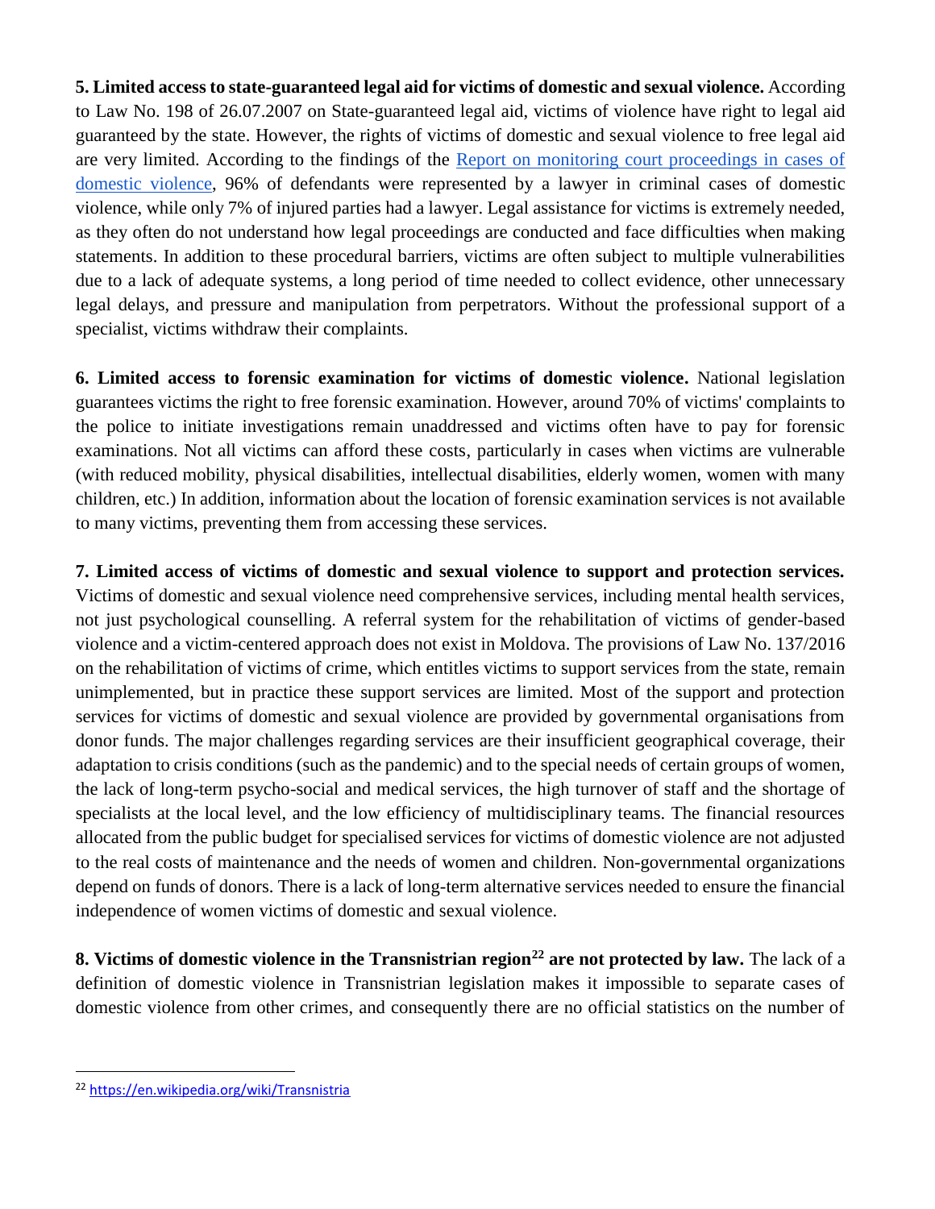**5. Limited access to state-guaranteed legal aid for victims of domestic and sexual violence.** According to Law No. 198 of 26.07.2007 on State-guaranteed legal aid, victims of violence have right to legal aid guaranteed by the state. However, the rights of victims of domestic and sexual violence to free legal aid are very limited. According to the findings of the [Report on monitoring court proceedings in cases of domestic violence](), 96% of defendants were represented by a lawyer in criminal cases of domestic violence, while only 7% of injured parties had a lawyer. Legal assistance for victims is extremely needed, as they often do not understand how legal proceedings are conducted and face difficulties when making statements. In addition to these procedural barriers, victims are often subject to multiple vulnerabilities due to a lack of adequate systems, a long period of time needed to collect evidence, other unnecessary legal delays, and pressure and manipulation from perpetrators. Without the professional support of a specialist, victims withdraw their complaints.

**6. Limited access to forensic examination for victims of domestic violence.** National legislation guarantees victims the right to free forensic examination. However, around 70% of victims' complaints to the police to initiate investigations remain unaddressed and victims often have to pay for forensic examinations. Not all victims can afford these costs, particularly in cases when victims are vulnerable (with reduced mobility, physical disabilities, intellectual disabilities, elderly women, women with many children, etc.) In addition, information about the location of forensic examination services is not available to many victims, preventing them from accessing these services.

**7. Limited access of victims of domestic and sexual violence to support and protection services.** Victims of domestic and sexual violence need comprehensive services, including mental health services, not just psychological counselling. A referral system for the rehabilitation of victims of gender-based violence and a victim-centered approach does not exist in Moldova. The provisions of Law No. 137/2016 on the rehabilitation of victims of crime, which entitles victims to support services from the state, remain unimplemented, but in practice these support services are limited. Most of the support and protection services for victims of domestic and sexual violence are provided by governmental organisations from donor funds. The major challenges regarding services are their insufficient geographical coverage, their adaptation to crisis conditions (such as the pandemic) and to the special needs of certain groups of women, the lack of long-term psycho-social and medical services, the high turnover of staff and the shortage of specialists at the local level, and the low efficiency of multidisciplinary teams. The financial resources allocated from the public budget for specialised services for victims of domestic violence are not adjusted to the real costs of maintenance and the needs of women and children. Non-governmental organizations depend on funds of donors. There is a lack of long-term alternative services needed to ensure the financial independence of women victims of domestic and sexual violence.

**8. Victims of domestic violence in the Transnistrian region[22] are not protected by law.** The lack of a definition of domestic violence in Transnistrian legislation makes it impossible to separate cases of domestic violence from other crimes, and consequently there are no official statistics on the number of

---

[22] https://en.wikipedia.org/wiki/Transnistria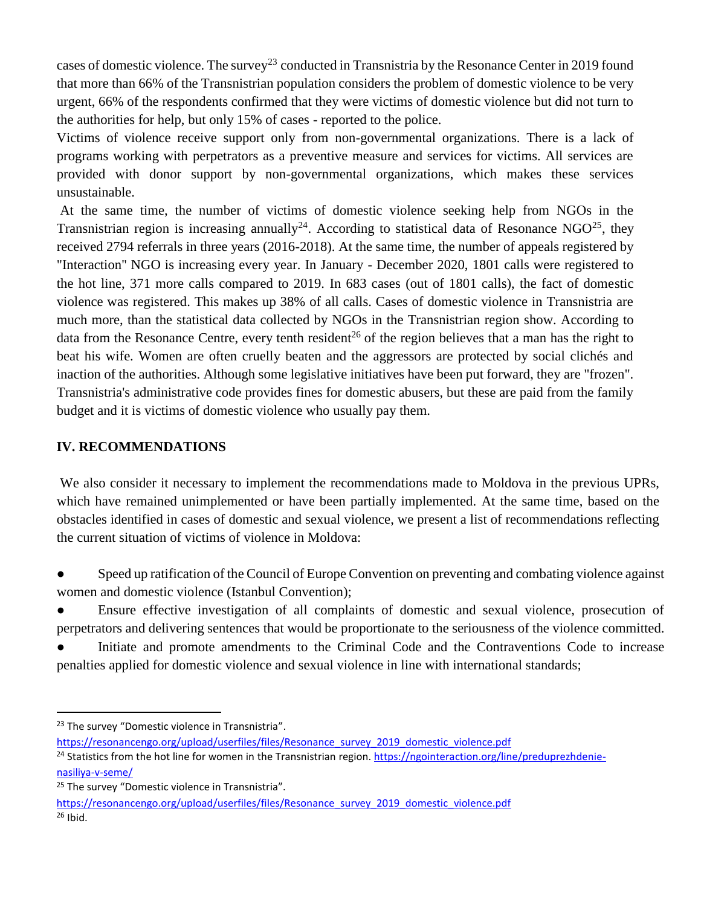cases of domestic violence. The survey[23] conducted in Transnistria by the Resonance Center in 2019 found that more than 66% of the Transnistrian population considers the problem of domestic violence to be very urgent, 66% of the respondents confirmed that they were victims of domestic violence but did not turn to the authorities for help, but only 15% of cases - reported to the police.

Victims of violence receive support only from non-governmental organizations. There is a lack of programs working with perpetrators as a preventive measure and services for victims. All services are provided with donor support by non-governmental organizations, which makes these services unsustainable.

At the same time, the number of victims of domestic violence seeking help from NGOs in the Transnistrian region is increasing annually[24]. According to statistical data of Resonance NGO[25], they received 2794 referrals in three years (2016-2018). At the same time, the number of appeals registered by "Interaction" NGO is increasing every year. In January - December 2020, 1801 calls were registered to the hot line, 371 more calls compared to 2019. In 683 cases (out of 1801 calls), the fact of domestic violence was registered. This makes up 38% of all calls. Cases of domestic violence in Transnistria are much more, than the statistical data collected by NGOs in the Transnistrian region show. According to data from the Resonance Centre, every tenth resident[26] of the region believes that a man has the right to beat his wife. Women are often cruelly beaten and the aggressors are protected by social clichés and inaction of the authorities. Although some legislative initiatives have been put forward, they are "frozen". Transnistria's administrative code provides fines for domestic abusers, but these are paid from the family budget and it is victims of domestic violence who usually pay them.

## IV. RECOMMENDATIONS

We also consider it necessary to implement the recommendations made to Moldova in the previous UPRs, which have remained unimplemented or have been partially implemented. At the same time, based on the obstacles identified in cases of domestic and sexual violence, we present a list of recommendations reflecting the current situation of victims of violence in Moldova:

- Speed up ratification of the Council of Europe Convention on preventing and combating violence against women and domestic violence (Istanbul Convention);
- Ensure effective investigation of all complaints of domestic and sexual violence, prosecution of perpetrators and delivering sentences that would be proportionate to the seriousness of the violence committed.
- Initiate and promote amendments to the Criminal Code and the Contraventions Code to increase penalties applied for domestic violence and sexual violence in line with international standards;

---

[23] The survey "Domestic violence in Transnistria". https://resonancengo.org/upload/userfiles/files/Resonance_survey_2019_domestic_violence.pdf

[24] Statistics from the hot line for women in the Transnistrian region. https://ngointeraction.org/line/preduprezhdenie-nasiliya-v-seme/

[25] The survey "Domestic violence in Transnistria". https://resonancengo.org/upload/userfiles/files/Resonance_survey_2019_domestic_violence.pdf

[26] Ibid.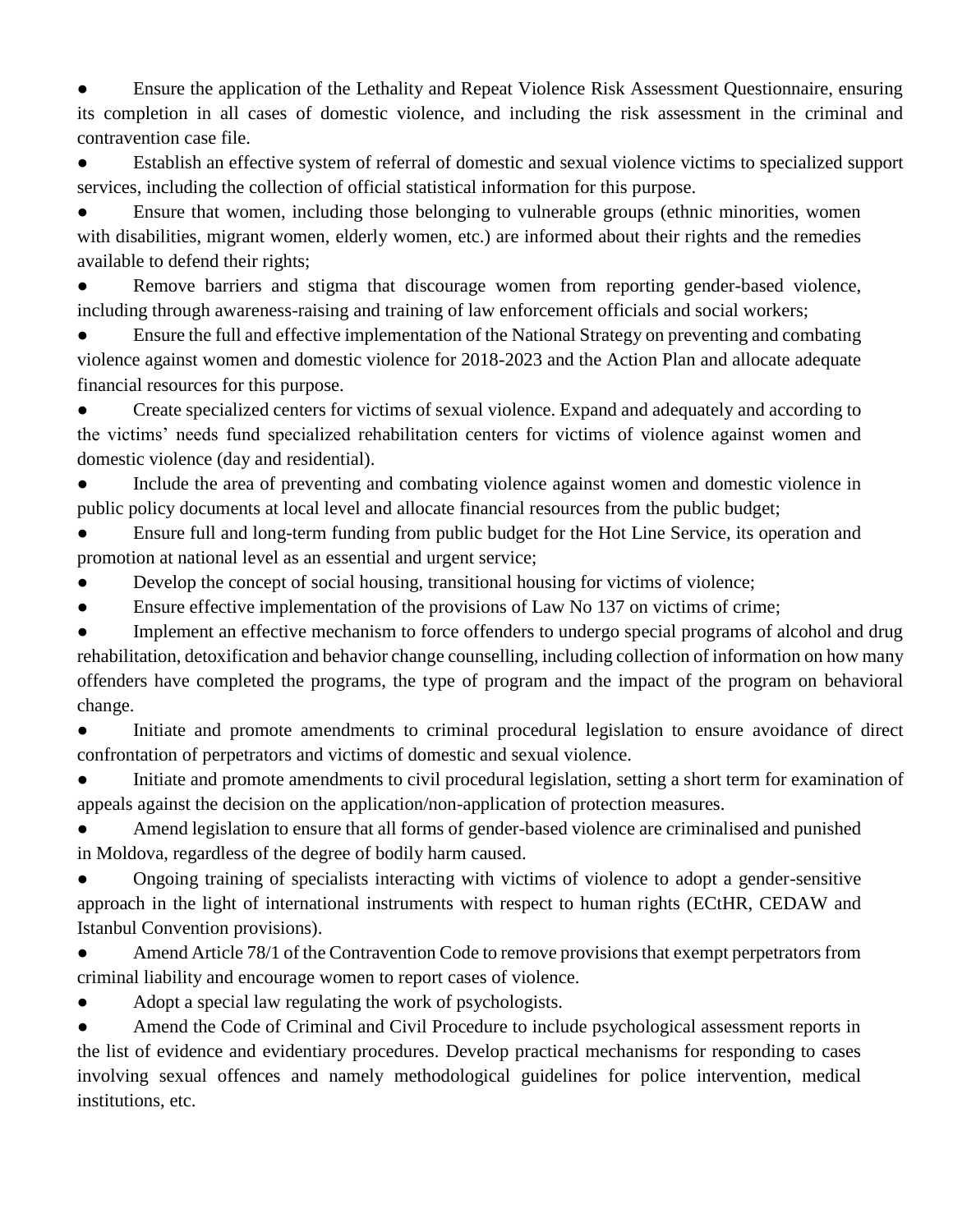- Ensure the application of the Lethality and Repeat Violence Risk Assessment Questionnaire, ensuring its completion in all cases of domestic violence, and including the risk assessment in the criminal and contravention case file.
- Establish an effective system of referral of domestic and sexual violence victims to specialized support services, including the collection of official statistical information for this purpose.
- Ensure that women, including those belonging to vulnerable groups (ethnic minorities, women with disabilities, migrant women, elderly women, etc.) are informed about their rights and the remedies available to defend their rights;
- Remove barriers and stigma that discourage women from reporting gender-based violence, including through awareness-raising and training of law enforcement officials and social workers;
- Ensure the full and effective implementation of the National Strategy on preventing and combating violence against women and domestic violence for 2018-2023 and the Action Plan and allocate adequate financial resources for this purpose.
- Create specialized centers for victims of sexual violence. Expand and adequately and according to the victims' needs fund specialized rehabilitation centers for victims of violence against women and domestic violence (day and residential).
- Include the area of preventing and combating violence against women and domestic violence in public policy documents at local level and allocate financial resources from the public budget;
- Ensure full and long-term funding from public budget for the Hot Line Service, its operation and promotion at national level as an essential and urgent service;
- Develop the concept of social housing, transitional housing for victims of violence;
- Ensure effective implementation of the provisions of Law No 137 on victims of crime;
- Implement an effective mechanism to force offenders to undergo special programs of alcohol and drug rehabilitation, detoxification and behavior change counselling, including collection of information on how many offenders have completed the programs, the type of program and the impact of the program on behavioral change.
- Initiate and promote amendments to criminal procedural legislation to ensure avoidance of direct confrontation of perpetrators and victims of domestic and sexual violence.
- Initiate and promote amendments to civil procedural legislation, setting a short term for examination of appeals against the decision on the application/non-application of protection measures.
- Amend legislation to ensure that all forms of gender-based violence are criminalised and punished in Moldova, regardless of the degree of bodily harm caused.
- Ongoing training of specialists interacting with victims of violence to adopt a gender-sensitive approach in the light of international instruments with respect to human rights (ECtHR, CEDAW and Istanbul Convention provisions).
- Amend Article 78/1 of the Contravention Code to remove provisions that exempt perpetrators from criminal liability and encourage women to report cases of violence.
- Adopt a special law regulating the work of psychologists.
- Amend the Code of Criminal and Civil Procedure to include psychological assessment reports in the list of evidence and evidentiary procedures. Develop practical mechanisms for responding to cases involving sexual offences and namely methodological guidelines for police intervention, medical institutions, etc.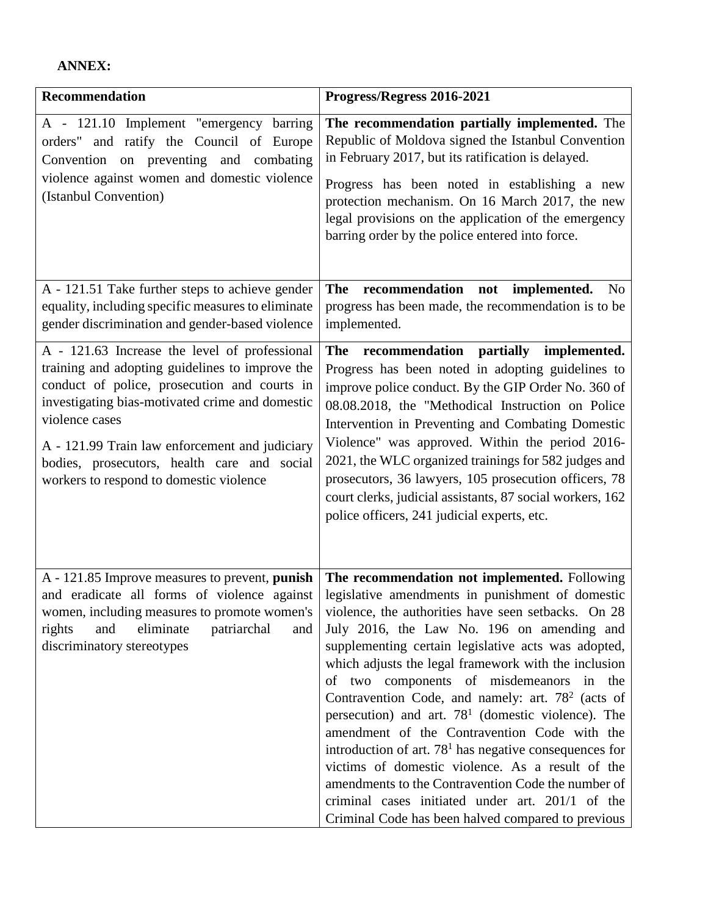**ANNEX:**

| Recommendation | Progress/Regress 2016-2021 |
|---|---|
| A - 121.10 Implement "emergency barring orders" and ratify the Council of Europe Convention on preventing and combating violence against women and domestic violence (Istanbul Convention) | **The recommendation partially implemented.** The Republic of Moldova signed the Istanbul Convention in February 2017, but its ratification is delayed.<br><br>Progress has been noted in establishing a new protection mechanism. On 16 March 2017, the new legal provisions on the application of the emergency barring order by the police entered into force. |
| A - 121.51 Take further steps to achieve gender equality, including specific measures to eliminate gender discrimination and gender-based violence | **The recommendation not implemented.** No progress has been made, the recommendation is to be implemented. |
| A - 121.63 Increase the level of professional training and adopting guidelines to improve the conduct of police, prosecution and courts in investigating bias-motivated crime and domestic violence cases<br><br>A - 121.99 Train law enforcement and judiciary bodies, prosecutors, health care and social workers to respond to domestic violence | **The recommendation partially implemented.** Progress has been noted in adopting guidelines to improve police conduct. By the GIP Order No. 360 of 08.08.2018, the "Methodical Instruction on Police Intervention in Preventing and Combating Domestic Violence" was approved. Within the period 2016-2021, the WLC organized trainings for 582 judges and prosecutors, 36 lawyers, 105 prosecution officers, 78 court clerks, judicial assistants, 87 social workers, 162 police officers, 241 judicial experts, etc. |
| A - 121.85 Improve measures to prevent, **punish** and eradicate all forms of violence against women, including measures to promote women's rights and eliminate patriarchal and discriminatory stereotypes | **The recommendation not implemented.** Following legislative amendments in punishment of domestic violence, the authorities have seen setbacks. On 28 July 2016, the Law No. 196 on amending and supplementing certain legislative acts was adopted, which adjusts the legal framework with the inclusion of two components of misdemeanors in the Contravention Code, and namely: art. $78^2$ (acts of persecution) and art. $78^1$ (domestic violence). The amendment of the Contravention Code with the introduction of art. $78^1$ has negative consequences for victims of domestic violence. As a result of the amendments to the Contravention Code the number of criminal cases initiated under art. 201/1 of the Criminal Code has been halved compared to previous |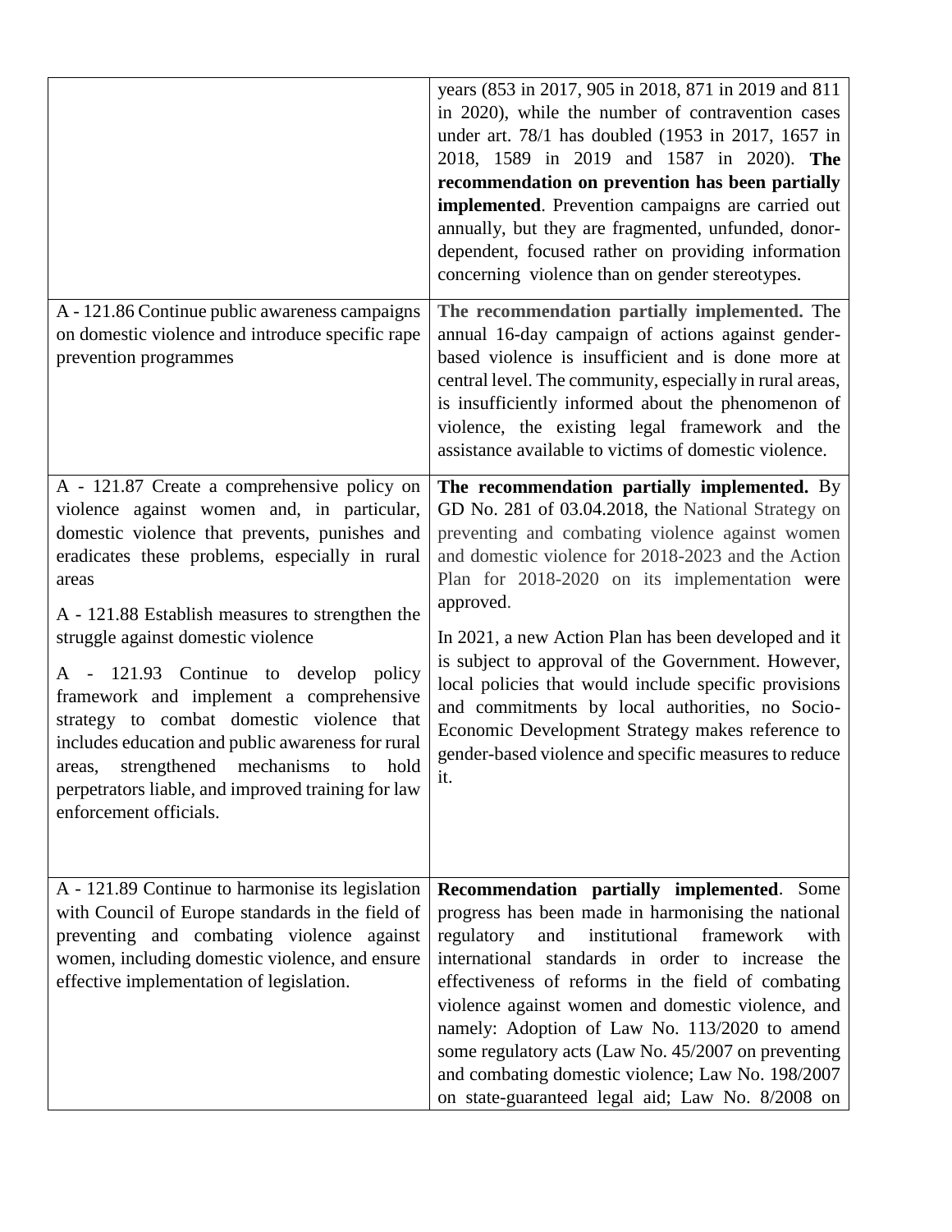| | |
|---|---|
| | years (853 in 2017, 905 in 2018, 871 in 2019 and 811 in 2020), while the number of contravention cases under art. 78/1 has doubled (1953 in 2017, 1657 in 2018, 1589 in 2019 and 1587 in 2020). **The recommendation on prevention has been partially implemented**. Prevention campaigns are carried out annually, but they are fragmented, unfunded, donor-dependent, focused rather on providing information concerning violence than on gender stereotypes. |
| A - 121.86 Continue public awareness campaigns on domestic violence and introduce specific rape prevention programmes | **The recommendation partially implemented.** The annual 16-day campaign of actions against gender-based violence is insufficient and is done more at central level. The community, especially in rural areas, is insufficiently informed about the phenomenon of violence, the existing legal framework and the assistance available to victims of domestic violence. |
| A - 121.87 Create a comprehensive policy on violence against women and, in particular, domestic violence that prevents, punishes and eradicates these problems, especially in rural areas<br><br>A - 121.88 Establish measures to strengthen the struggle against domestic violence<br><br>A - 121.93 Continue to develop policy framework and implement a comprehensive strategy to combat domestic violence that includes education and public awareness for rural areas, strengthened mechanisms to hold perpetrators liable, and improved training for law enforcement officials. | **The recommendation partially implemented.** By GD No. 281 of 03.04.2018, the National Strategy on preventing and combating violence against women and domestic violence for 2018-2023 and the Action Plan for 2018-2020 on its implementation were approved.<br><br>In 2021, a new Action Plan has been developed and it is subject to approval of the Government. However, local policies that would include specific provisions and commitments by local authorities, no Socio-Economic Development Strategy makes reference to gender-based violence and specific measures to reduce it. |
| A - 121.89 Continue to harmonise its legislation with Council of Europe standards in the field of preventing and combating violence against women, including domestic violence, and ensure effective implementation of legislation. | **Recommendation partially implemented**. Some progress has been made in harmonising the national regulatory and institutional framework with international standards in order to increase the effectiveness of reforms in the field of combating violence against women and domestic violence, and namely: Adoption of Law No. 113/2020 to amend some regulatory acts (Law No. 45/2007 on preventing and combating domestic violence; Law No. 198/2007 on state-guaranteed legal aid; Law No. 8/2008 on |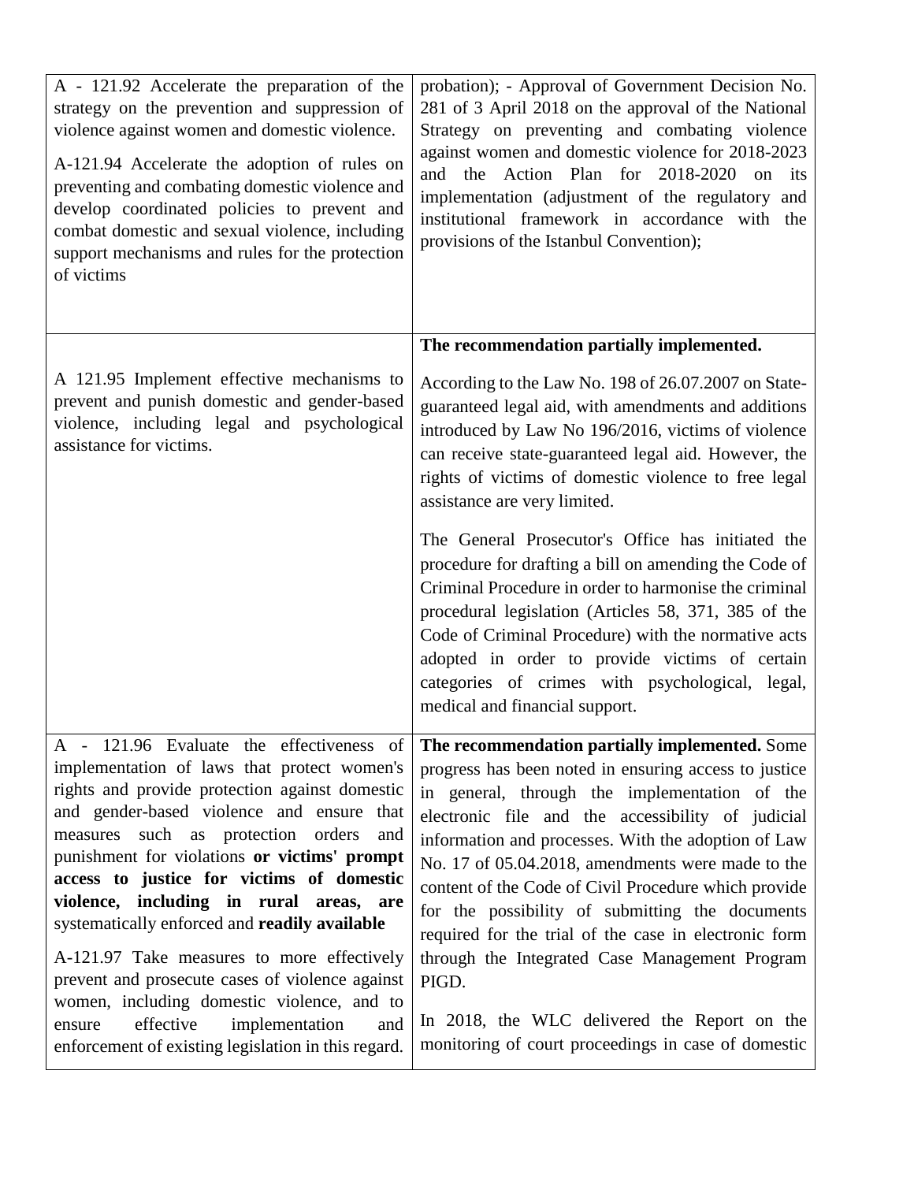| | |
|---|---|
| A - 121.92 Accelerate the preparation of the strategy on the prevention and suppression of violence against women and domestic violence.<br><br>A-121.94 Accelerate the adoption of rules on preventing and combating domestic violence and develop coordinated policies to prevent and combat domestic and sexual violence, including support mechanisms and rules for the protection of victims | probation); - Approval of Government Decision No. 281 of 3 April 2018 on the approval of the National Strategy on preventing and combating violence against women and domestic violence for 2018-2023 and the Action Plan for 2018-2020 on its implementation (adjustment of the regulatory and institutional framework in accordance with the provisions of the Istanbul Convention); |
| A 121.95 Implement effective mechanisms to prevent and punish domestic and gender-based violence, including legal and psychological assistance for victims. | **The recommendation partially implemented.**<br><br>According to the Law No. 198 of 26.07.2007 on State-guaranteed legal aid, with amendments and additions introduced by Law No 196/2016, victims of violence can receive state-guaranteed legal aid. However, the rights of victims of domestic violence to free legal assistance are very limited.<br><br>The General Prosecutor's Office has initiated the procedure for drafting a bill on amending the Code of Criminal Procedure in order to harmonise the criminal procedural legislation (Articles 58, 371, 385 of the Code of Criminal Procedure) with the normative acts adopted in order to provide victims of certain categories of crimes with psychological, legal, medical and financial support. |
| A - 121.96 Evaluate the effectiveness of implementation of laws that protect women's rights and provide protection against domestic and gender-based violence and ensure that measures such as protection orders and punishment for violations **or victims' prompt access to justice for victims of domestic violence, including in rural areas, are** systematically enforced and **readily available**<br><br>A-121.97 Take measures to more effectively prevent and prosecute cases of violence against women, including domestic violence, and to ensure effective implementation and enforcement of existing legislation in this regard. | **The recommendation partially implemented.** Some progress has been noted in ensuring access to justice in general, through the implementation of the electronic file and the accessibility of judicial information and processes. With the adoption of Law No. 17 of 05.04.2018, amendments were made to the content of the Code of Civil Procedure which provide for the possibility of submitting the documents required for the trial of the case in electronic form through the Integrated Case Management Program PIGD.<br><br>In 2018, the WLC delivered the Report on the monitoring of court proceedings in case of domestic |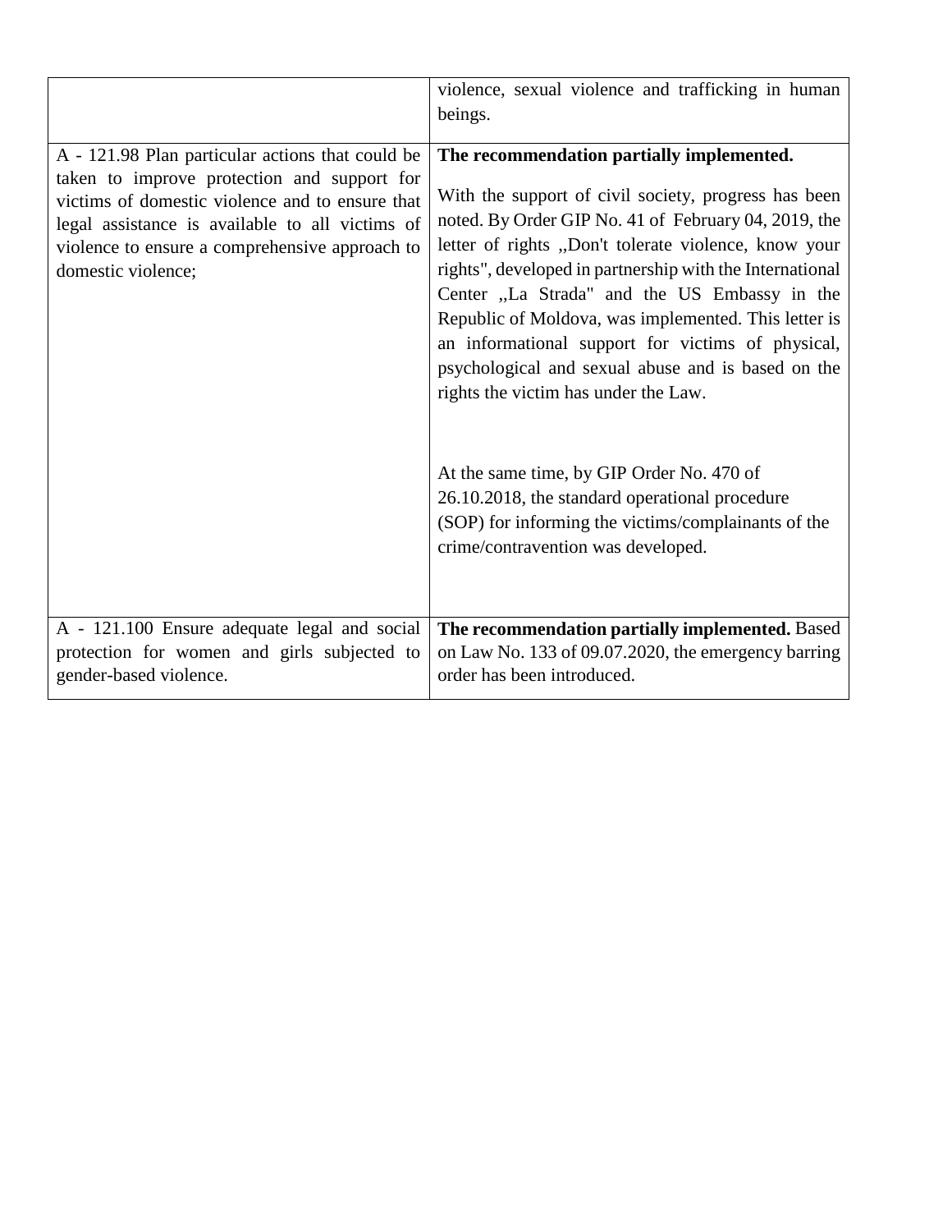| | |
|---|---|
| | violence, sexual violence and trafficking in human beings. |
| A - 121.98 Plan particular actions that could be taken to improve protection and support for victims of domestic violence and to ensure that legal assistance is available to all victims of violence to ensure a comprehensive approach to domestic violence; | **The recommendation partially implemented.**<br><br>With the support of civil society, progress has been noted. By Order GIP No. 41 of February 04, 2019, the letter of rights „Don't tolerate violence, know your rights", developed in partnership with the International Center „La Strada" and the US Embassy in the Republic of Moldova, was implemented. This letter is an informational support for victims of physical, psychological and sexual abuse and is based on the rights the victim has under the Law.<br><br>At the same time, by GIP Order No. 470 of 26.10.2018, the standard operational procedure (SOP) for informing the victims/complainants of the crime/contravention was developed. |
| A - 121.100 Ensure adequate legal and social protection for women and girls subjected to gender-based violence. | **The recommendation partially implemented.** Based on Law No. 133 of 09.07.2020, the emergency barring order has been introduced. |